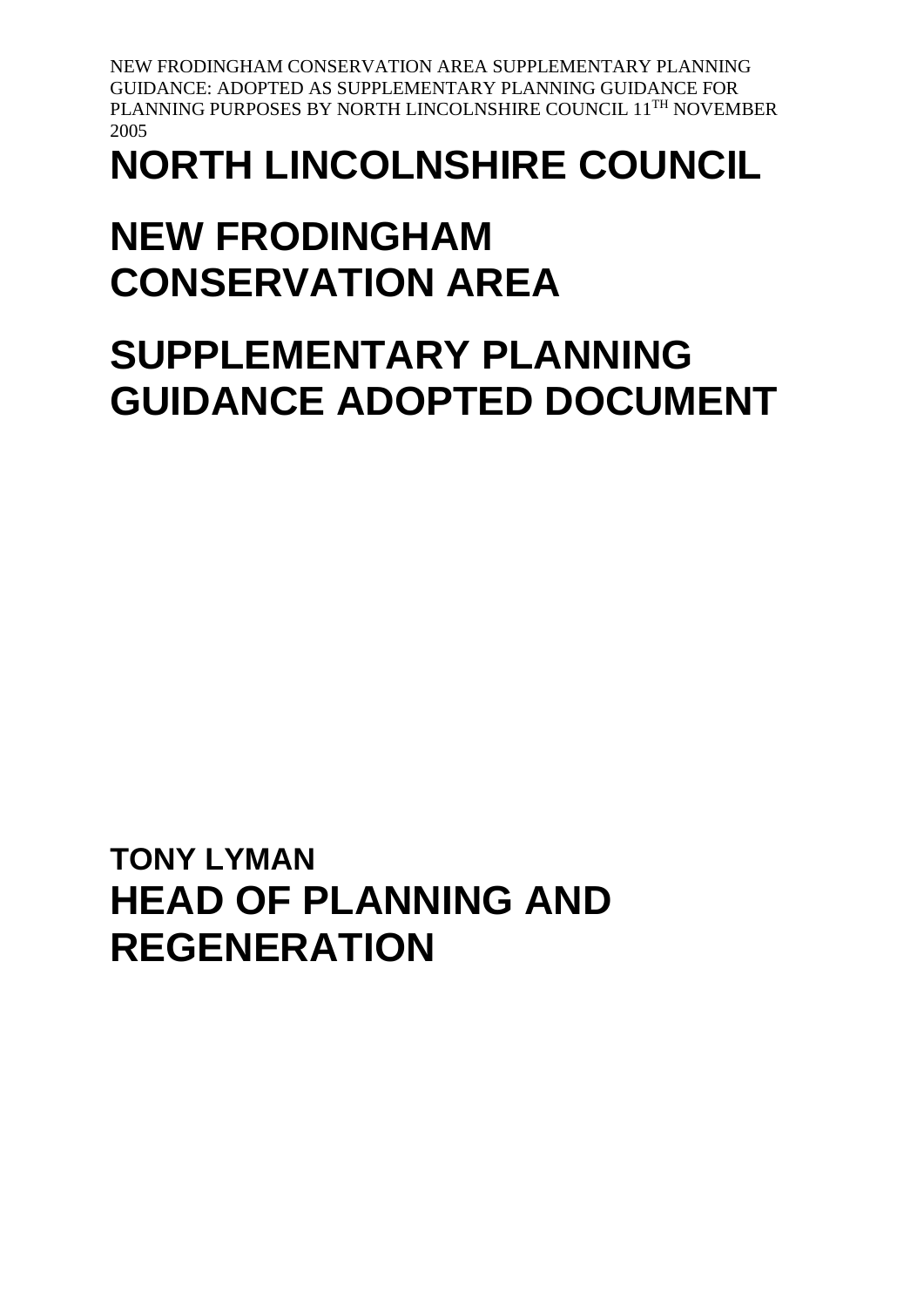NEW FRODINGHAM CONSERVATION AREA SUPPLEMENTARY PLANNING GUIDANCE: ADOPTED AS SUPPLEMENTARY PLANNING GUIDANCE FOR PLANNING PURPOSES BY NORTH LINCOLNSHIRE COUNCIL 11TH NOVEMBER 2005

# NORTH LINCOLNSHIRE COUNCIL

# NEW FRODINGHAM CONSERVATION AREA

# SUPPLEMENTARY PLANNING GUIDANCE ADOPTED DOCUMENT

### TONY LYMAN

## HEAD OF PLANNING AND REGENERATION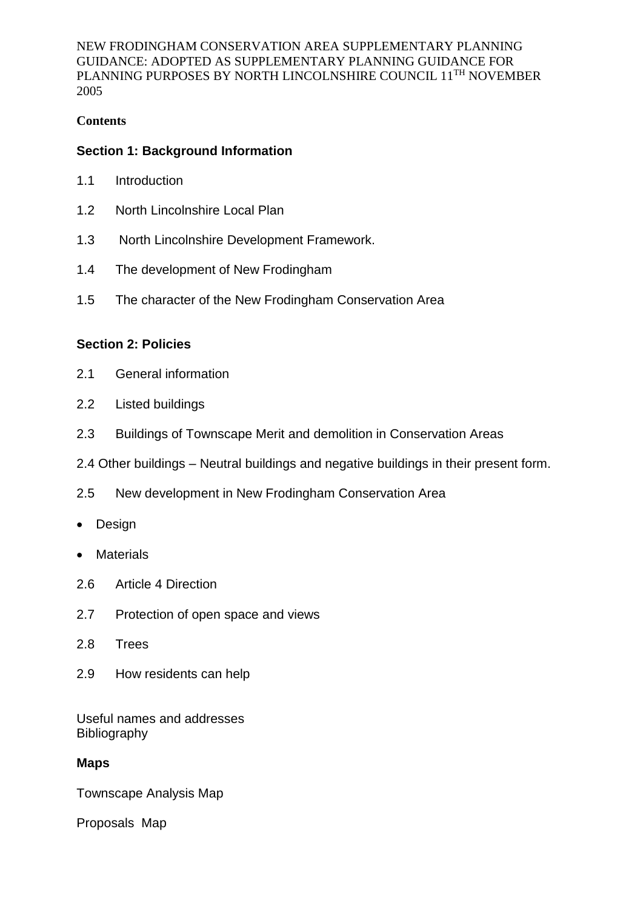NEW FRODINGHAM CONSERVATION AREA SUPPLEMENTARY PLANNING GUIDANCE: ADOPTED AS SUPPLEMENTARY PLANNING GUIDANCE FOR PLANNING PURPOSES BY NORTH LINCOLNSHIRE COUNCIL 11TH NOVEMBER 2005

**Contents**

## Section 1: Background Information

1.1 Introduction

1.2 North Lincolnshire Local Plan

1.3 North Lincolnshire Development Framework.

1.4 The development of New Frodingham

1.5 The character of the New Frodingham Conservation Area

## Section 2: Policies

2.1 General information

2.2 Listed buildings

2.3 Buildings of Townscape Merit and demolition in Conservation Areas

2.4 Other buildings – Neutral buildings and negative buildings in their present form.

2.5 New development in New Frodingham Conservation Area

- Design
- Materials

2.6 Article 4 Direction

2.7 Protection of open space and views

2.8 Trees

2.9 How residents can help

Useful names and addresses
Bibliography

## Maps

Townscape Analysis Map

Proposals Map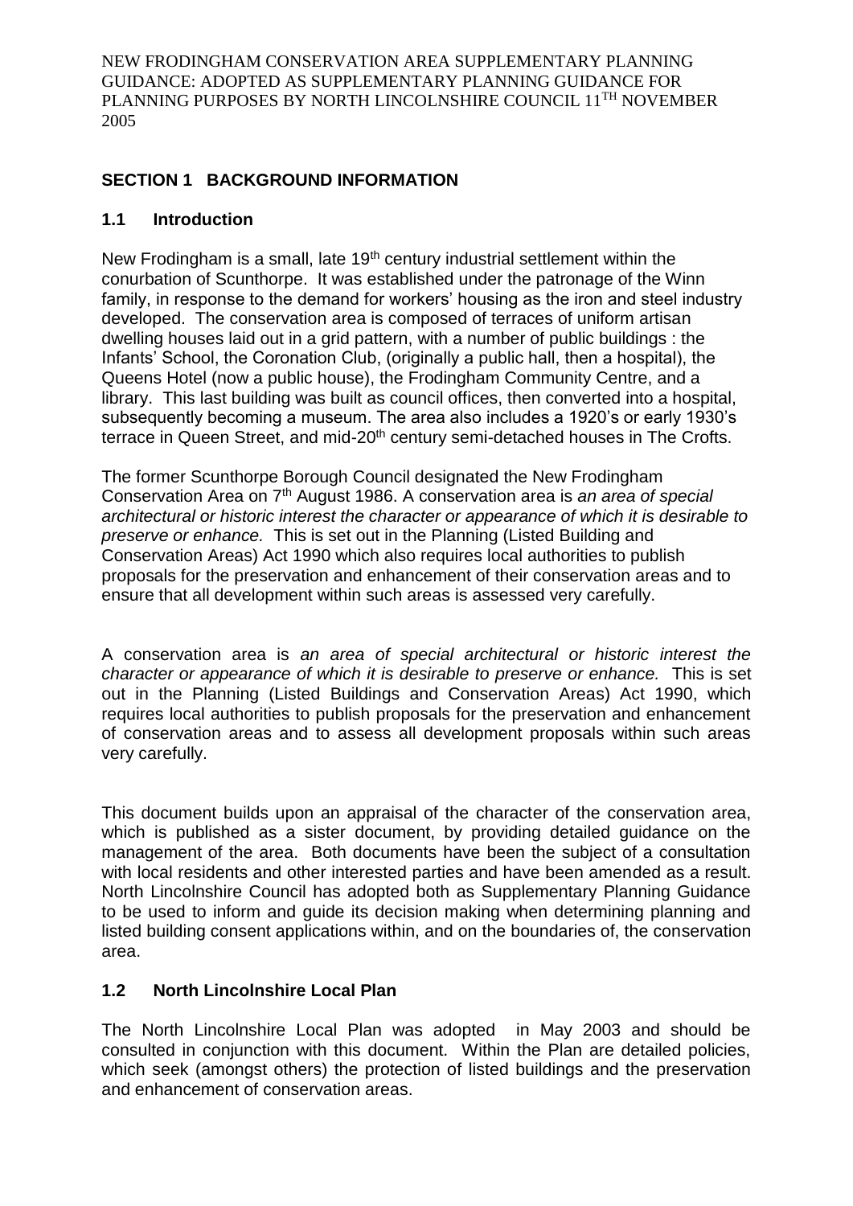NEW FRODINGHAM CONSERVATION AREA SUPPLEMENTARY PLANNING GUIDANCE: ADOPTED AS SUPPLEMENTARY PLANNING GUIDANCE FOR PLANNING PURPOSES BY NORTH LINCOLNSHIRE COUNCIL 11TH NOVEMBER 2005

## SECTION 1 BACKGROUND INFORMATION

### 1.1 Introduction

New Frodingham is a small, late 19th century industrial settlement within the conurbation of Scunthorpe. It was established under the patronage of the Winn family, in response to the demand for workers' housing as the iron and steel industry developed. The conservation area is composed of terraces of uniform artisan dwelling houses laid out in a grid pattern, with a number of public buildings : the Infants' School, the Coronation Club, (originally a public hall, then a hospital), the Queens Hotel (now a public house), the Frodingham Community Centre, and a library. This last building was built as council offices, then converted into a hospital, subsequently becoming a museum. The area also includes a 1920's or early 1930's terrace in Queen Street, and mid-20th century semi-detached houses in The Crofts.

The former Scunthorpe Borough Council designated the New Frodingham Conservation Area on 7th August 1986. A conservation area is *an area of special architectural or historic interest the character or appearance of which it is desirable to preserve or enhance.* This is set out in the Planning (Listed Building and Conservation Areas) Act 1990 which also requires local authorities to publish proposals for the preservation and enhancement of their conservation areas and to ensure that all development within such areas is assessed very carefully.

A conservation area is *an area of special architectural or historic interest the character or appearance of which it is desirable to preserve or enhance.* This is set out in the Planning (Listed Buildings and Conservation Areas) Act 1990, which requires local authorities to publish proposals for the preservation and enhancement of conservation areas and to assess all development proposals within such areas very carefully.

This document builds upon an appraisal of the character of the conservation area, which is published as a sister document, by providing detailed guidance on the management of the area. Both documents have been the subject of a consultation with local residents and other interested parties and have been amended as a result. North Lincolnshire Council has adopted both as Supplementary Planning Guidance to be used to inform and guide its decision making when determining planning and listed building consent applications within, and on the boundaries of, the conservation area.

### 1.2 North Lincolnshire Local Plan

The North Lincolnshire Local Plan was adopted in May 2003 and should be consulted in conjunction with this document. Within the Plan are detailed policies, which seek (amongst others) the protection of listed buildings and the preservation and enhancement of conservation areas.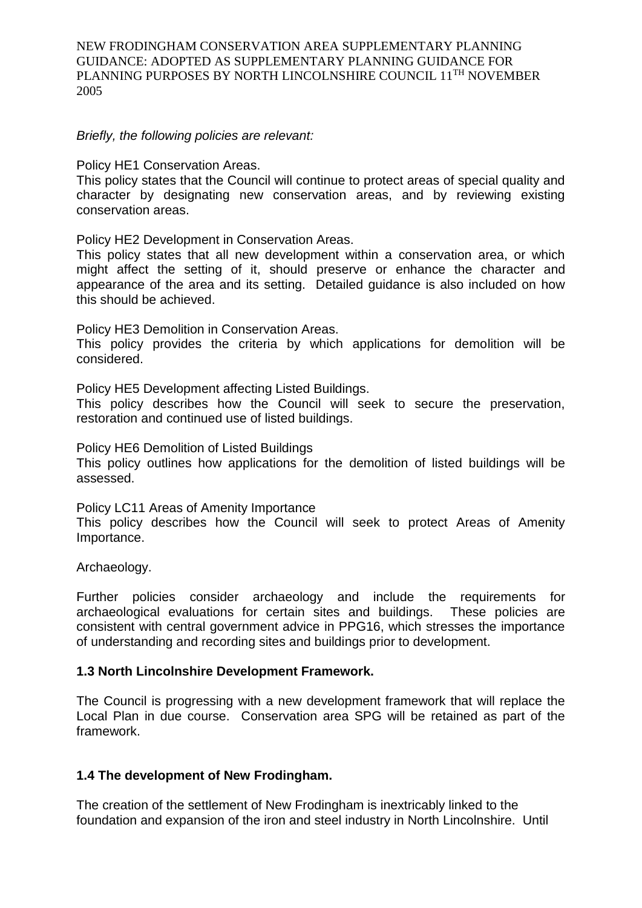*Briefly, the following policies are relevant:*

Policy HE1 Conservation Areas.
This policy states that the Council will continue to protect areas of special quality and character by designating new conservation areas, and by reviewing existing conservation areas.

Policy HE2 Development in Conservation Areas.
This policy states that all new development within a conservation area, or which might affect the setting of it, should preserve or enhance the character and appearance of the area and its setting. Detailed guidance is also included on how this should be achieved.

Policy HE3 Demolition in Conservation Areas.
This policy provides the criteria by which applications for demolition will be considered.

Policy HE5 Development affecting Listed Buildings.
This policy describes how the Council will seek to secure the preservation, restoration and continued use of listed buildings.

Policy HE6 Demolition of Listed Buildings
This policy outlines how applications for the demolition of listed buildings will be assessed.

Policy LC11 Areas of Amenity Importance
This policy describes how the Council will seek to protect Areas of Amenity Importance.

Archaeology.

Further policies consider archaeology and include the requirements for archaeological evaluations for certain sites and buildings. These policies are consistent with central government advice in PPG16, which stresses the importance of understanding and recording sites and buildings prior to development.

**1.3 North Lincolnshire Development Framework.**

The Council is progressing with a new development framework that will replace the Local Plan in due course. Conservation area SPG will be retained as part of the framework.

**1.4 The development of New Frodingham.**

The creation of the settlement of New Frodingham is inextricably linked to the foundation and expansion of the iron and steel industry in North Lincolnshire. Until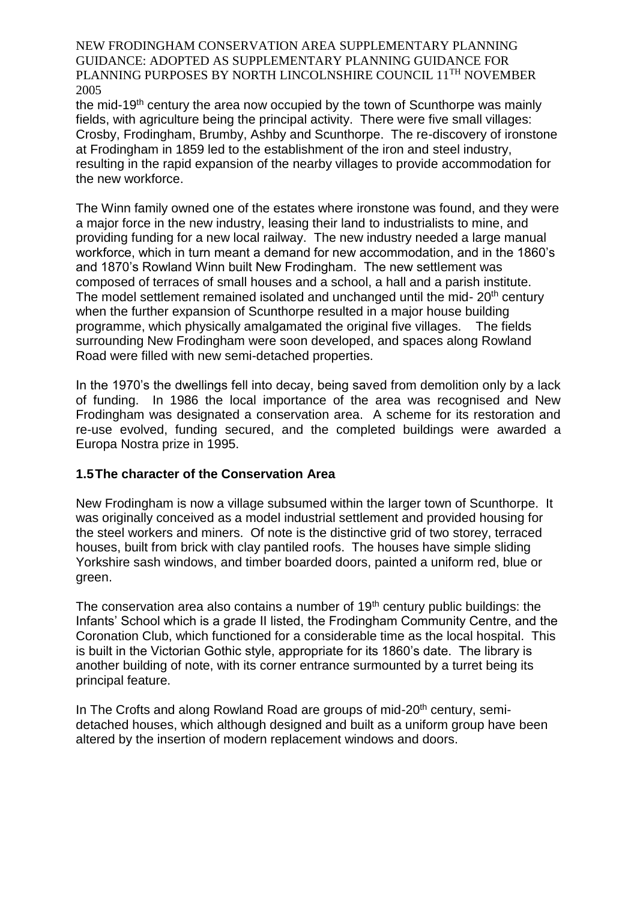the mid-19th century the area now occupied by the town of Scunthorpe was mainly fields, with agriculture being the principal activity. There were five small villages: Crosby, Frodingham, Brumby, Ashby and Scunthorpe. The re-discovery of ironstone at Frodingham in 1859 led to the establishment of the iron and steel industry, resulting in the rapid expansion of the nearby villages to provide accommodation for the new workforce.

The Winn family owned one of the estates where ironstone was found, and they were a major force in the new industry, leasing their land to industrialists to mine, and providing funding for a new local railway. The new industry needed a large manual workforce, which in turn meant a demand for new accommodation, and in the 1860's and 1870's Rowland Winn built New Frodingham. The new settlement was composed of terraces of small houses and a school, a hall and a parish institute. The model settlement remained isolated and unchanged until the mid- 20th century when the further expansion of Scunthorpe resulted in a major house building programme, which physically amalgamated the original five villages. The fields surrounding New Frodingham were soon developed, and spaces along Rowland Road were filled with new semi-detached properties.

In the 1970's the dwellings fell into decay, being saved from demolition only by a lack of funding. In 1986 the local importance of the area was recognised and New Frodingham was designated a conservation area. A scheme for its restoration and re-use evolved, funding secured, and the completed buildings were awarded a Europa Nostra prize in 1995.

## 1.5 The character of the Conservation Area

New Frodingham is now a village subsumed within the larger town of Scunthorpe. It was originally conceived as a model industrial settlement and provided housing for the steel workers and miners. Of note is the distinctive grid of two storey, terraced houses, built from brick with clay pantiled roofs. The houses have simple sliding Yorkshire sash windows, and timber boarded doors, painted a uniform red, blue or green.

The conservation area also contains a number of 19th century public buildings: the Infants' School which is a grade II listed, the Frodingham Community Centre, and the Coronation Club, which functioned for a considerable time as the local hospital. This is built in the Victorian Gothic style, appropriate for its 1860's date. The library is another building of note, with its corner entrance surmounted by a turret being its principal feature.

In The Crofts and along Rowland Road are groups of mid-20th century, semi-detached houses, which although designed and built as a uniform group have been altered by the insertion of modern replacement windows and doors.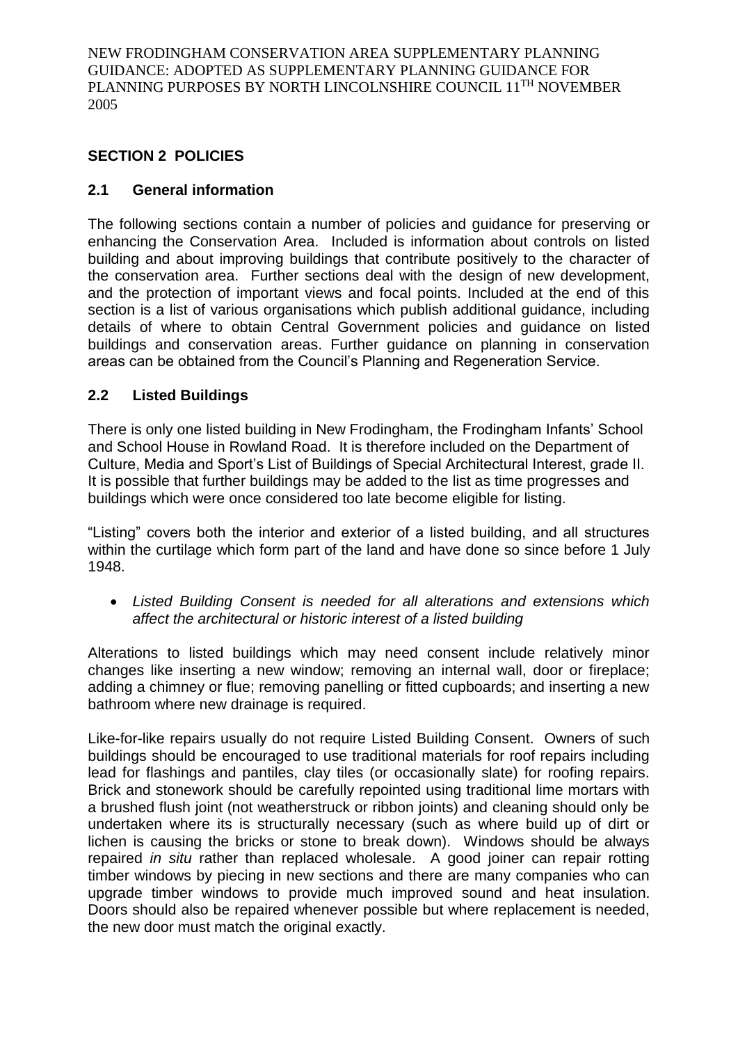## SECTION 2 POLICIES

### 2.1 General information

The following sections contain a number of policies and guidance for preserving or enhancing the Conservation Area. Included is information about controls on listed building and about improving buildings that contribute positively to the character of the conservation area. Further sections deal with the design of new development, and the protection of important views and focal points. Included at the end of this section is a list of various organisations which publish additional guidance, including details of where to obtain Central Government policies and guidance on listed buildings and conservation areas. Further guidance on planning in conservation areas can be obtained from the Council's Planning and Regeneration Service.

### 2.2 Listed Buildings

There is only one listed building in New Frodingham, the Frodingham Infants' School and School House in Rowland Road. It is therefore included on the Department of Culture, Media and Sport's List of Buildings of Special Architectural Interest, grade II. It is possible that further buildings may be added to the list as time progresses and buildings which were once considered too late become eligible for listing.

"Listing" covers both the interior and exterior of a listed building, and all structures within the curtilage which form part of the land and have done so since before 1 July 1948.

- *Listed Building Consent is needed for all alterations and extensions which affect the architectural or historic interest of a listed building*

Alterations to listed buildings which may need consent include relatively minor changes like inserting a new window; removing an internal wall, door or fireplace; adding a chimney or flue; removing panelling or fitted cupboards; and inserting a new bathroom where new drainage is required.

Like-for-like repairs usually do not require Listed Building Consent. Owners of such buildings should be encouraged to use traditional materials for roof repairs including lead for flashings and pantiles, clay tiles (or occasionally slate) for roofing repairs. Brick and stonework should be carefully repointed using traditional lime mortars with a brushed flush joint (not weatherstruck or ribbon joints) and cleaning should only be undertaken where its is structurally necessary (such as where build up of dirt or lichen is causing the bricks or stone to break down). Windows should be always repaired *in situ* rather than replaced wholesale. A good joiner can repair rotting timber windows by piecing in new sections and there are many companies who can upgrade timber windows to provide much improved sound and heat insulation. Doors should also be repaired whenever possible but where replacement is needed, the new door must match the original exactly.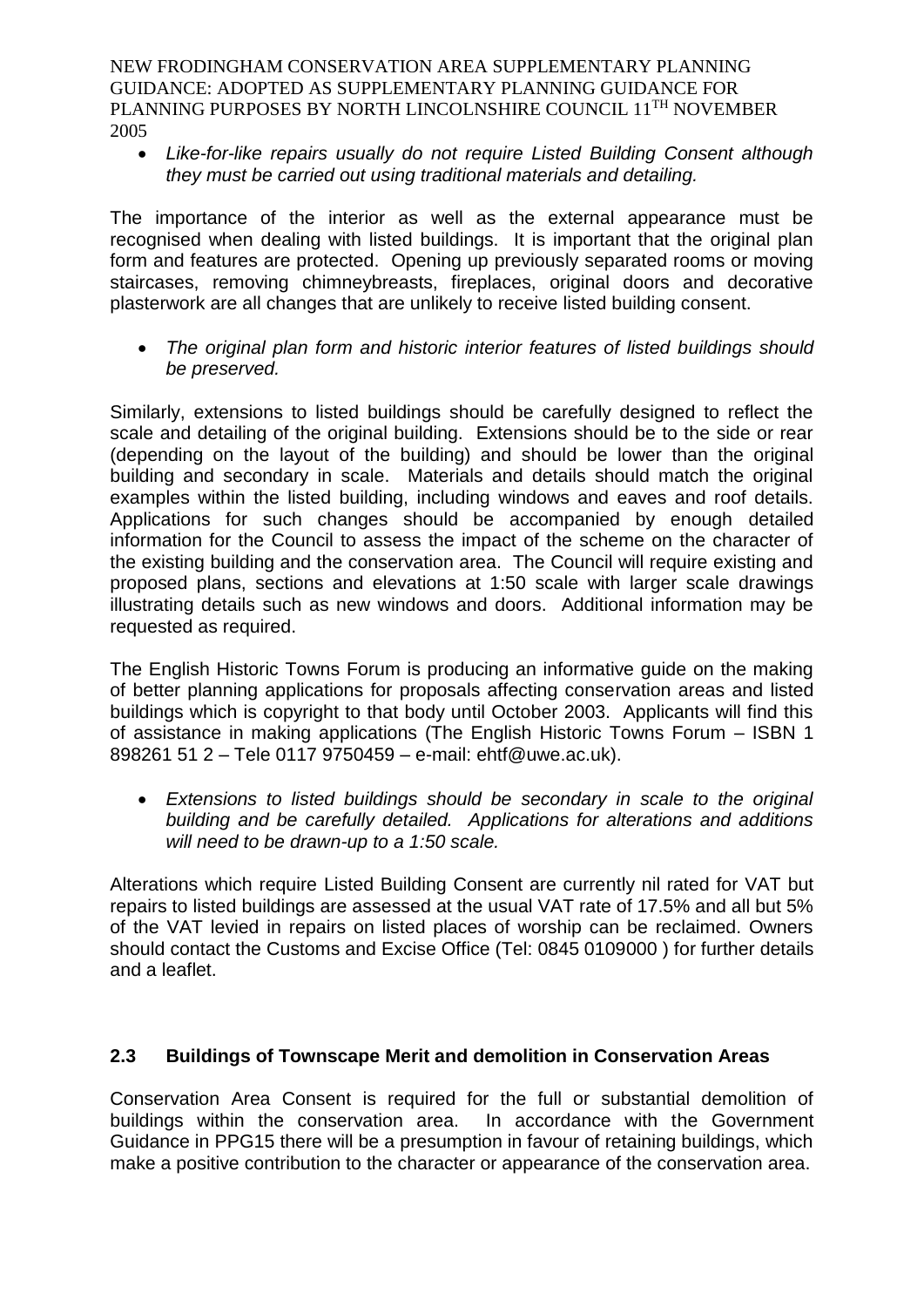- *Like-for-like repairs usually do not require Listed Building Consent although they must be carried out using traditional materials and detailing.*

The importance of the interior as well as the external appearance must be recognised when dealing with listed buildings. It is important that the original plan form and features are protected. Opening up previously separated rooms or moving staircases, removing chimneybreasts, fireplaces, original doors and decorative plasterwork are all changes that are unlikely to receive listed building consent.

- *The original plan form and historic interior features of listed buildings should be preserved.*

Similarly, extensions to listed buildings should be carefully designed to reflect the scale and detailing of the original building. Extensions should be to the side or rear (depending on the layout of the building) and should be lower than the original building and secondary in scale. Materials and details should match the original examples within the listed building, including windows and eaves and roof details. Applications for such changes should be accompanied by enough detailed information for the Council to assess the impact of the scheme on the character of the existing building and the conservation area. The Council will require existing and proposed plans, sections and elevations at 1:50 scale with larger scale drawings illustrating details such as new windows and doors. Additional information may be requested as required.

The English Historic Towns Forum is producing an informative guide on the making of better planning applications for proposals affecting conservation areas and listed buildings which is copyright to that body until October 2003. Applicants will find this of assistance in making applications (The English Historic Towns Forum – ISBN 1 898261 51 2 – Tele 0117 9750459 – e-mail: ehtf@uwe.ac.uk).

- *Extensions to listed buildings should be secondary in scale to the original building and be carefully detailed. Applications for alterations and additions will need to be drawn-up to a 1:50 scale.*

Alterations which require Listed Building Consent are currently nil rated for VAT but repairs to listed buildings are assessed at the usual VAT rate of 17.5% and all but 5% of the VAT levied in repairs on listed places of worship can be reclaimed. Owners should contact the Customs and Excise Office (Tel: 0845 0109000 ) for further details and a leaflet.

## 2.3 Buildings of Townscape Merit and demolition in Conservation Areas

Conservation Area Consent is required for the full or substantial demolition of buildings within the conservation area. In accordance with the Government Guidance in PPG15 there will be a presumption in favour of retaining buildings, which make a positive contribution to the character or appearance of the conservation area.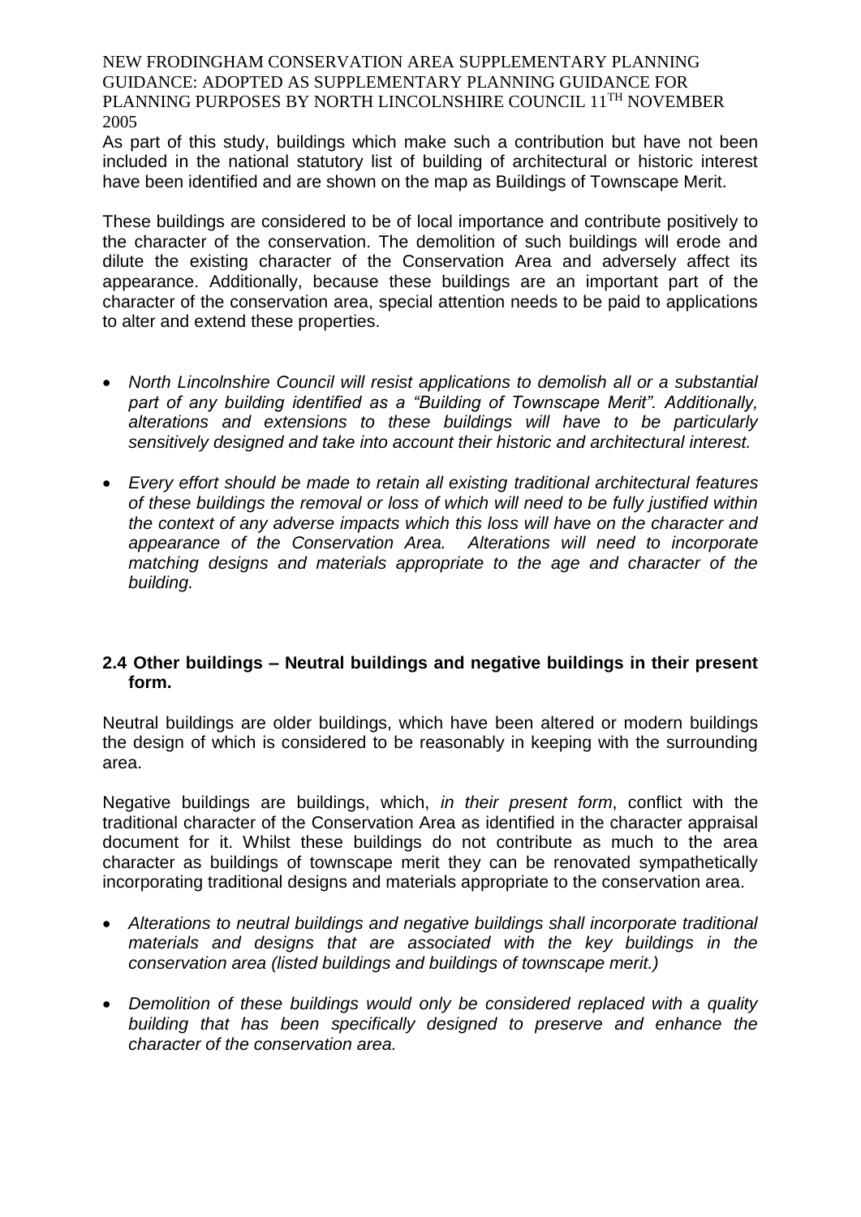As part of this study, buildings which make such a contribution but have not been included in the national statutory list of building of architectural or historic interest have been identified and are shown on the map as Buildings of Townscape Merit.

These buildings are considered to be of local importance and contribute positively to the character of the conservation. The demolition of such buildings will erode and dilute the existing character of the Conservation Area and adversely affect its appearance. Additionally, because these buildings are an important part of the character of the conservation area, special attention needs to be paid to applications to alter and extend these properties.

- *North Lincolnshire Council will resist applications to demolish all or a substantial part of any building identified as a "Building of Townscape Merit". Additionally, alterations and extensions to these buildings will have to be particularly sensitively designed and take into account their historic and architectural interest.*
- *Every effort should be made to retain all existing traditional architectural features of these buildings the removal or loss of which will need to be fully justified within the context of any adverse impacts which this loss will have on the character and appearance of the Conservation Area. Alterations will need to incorporate matching designs and materials appropriate to the age and character of the building.*

### 2.4 Other buildings – Neutral buildings and negative buildings in their present form.

Neutral buildings are older buildings, which have been altered or modern buildings the design of which is considered to be reasonably in keeping with the surrounding area.

Negative buildings are buildings, which, *in their present form*, conflict with the traditional character of the Conservation Area as identified in the character appraisal document for it. Whilst these buildings do not contribute as much to the area character as buildings of townscape merit they can be renovated sympathetically incorporating traditional designs and materials appropriate to the conservation area.

- *Alterations to neutral buildings and negative buildings shall incorporate traditional materials and designs that are associated with the key buildings in the conservation area (listed buildings and buildings of townscape merit.)*
- *Demolition of these buildings would only be considered replaced with a quality building that has been specifically designed to preserve and enhance the character of the conservation area.*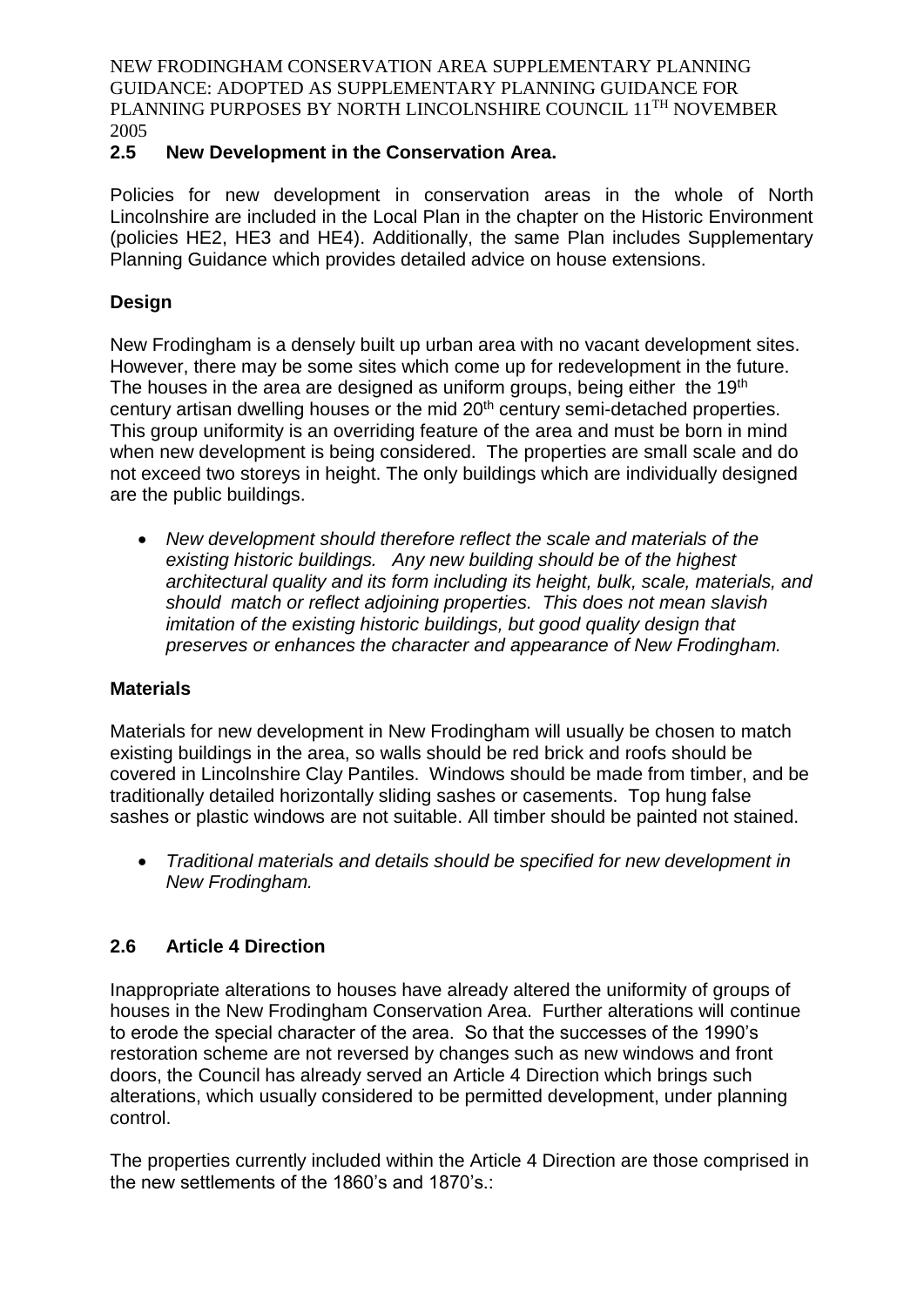## 2.5 New Development in the Conservation Area.

Policies for new development in conservation areas in the whole of North Lincolnshire are included in the Local Plan in the chapter on the Historic Environment (policies HE2, HE3 and HE4). Additionally, the same Plan includes Supplementary Planning Guidance which provides detailed advice on house extensions.

### Design

New Frodingham is a densely built up urban area with no vacant development sites. However, there may be some sites which come up for redevelopment in the future. The houses in the area are designed as uniform groups, being either the 19th century artisan dwelling houses or the mid 20th century semi-detached properties. This group uniformity is an overriding feature of the area and must be born in mind when new development is being considered. The properties are small scale and do not exceed two storeys in height. The only buildings which are individually designed are the public buildings.

- *New development should therefore reflect the scale and materials of the existing historic buildings. Any new building should be of the highest architectural quality and its form including its height, bulk, scale, materials, and should match or reflect adjoining properties. This does not mean slavish imitation of the existing historic buildings, but good quality design that preserves or enhances the character and appearance of New Frodingham.*

### Materials

Materials for new development in New Frodingham will usually be chosen to match existing buildings in the area, so walls should be red brick and roofs should be covered in Lincolnshire Clay Pantiles. Windows should be made from timber, and be traditionally detailed horizontally sliding sashes or casements. Top hung false sashes or plastic windows are not suitable. All timber should be painted not stained.

- *Traditional materials and details should be specified for new development in New Frodingham.*

## 2.6 Article 4 Direction

Inappropriate alterations to houses have already altered the uniformity of groups of houses in the New Frodingham Conservation Area. Further alterations will continue to erode the special character of the area. So that the successes of the 1990's restoration scheme are not reversed by changes such as new windows and front doors, the Council has already served an Article 4 Direction which brings such alterations, which usually considered to be permitted development, under planning control.

The properties currently included within the Article 4 Direction are those comprised in the new settlements of the 1860's and 1870's.: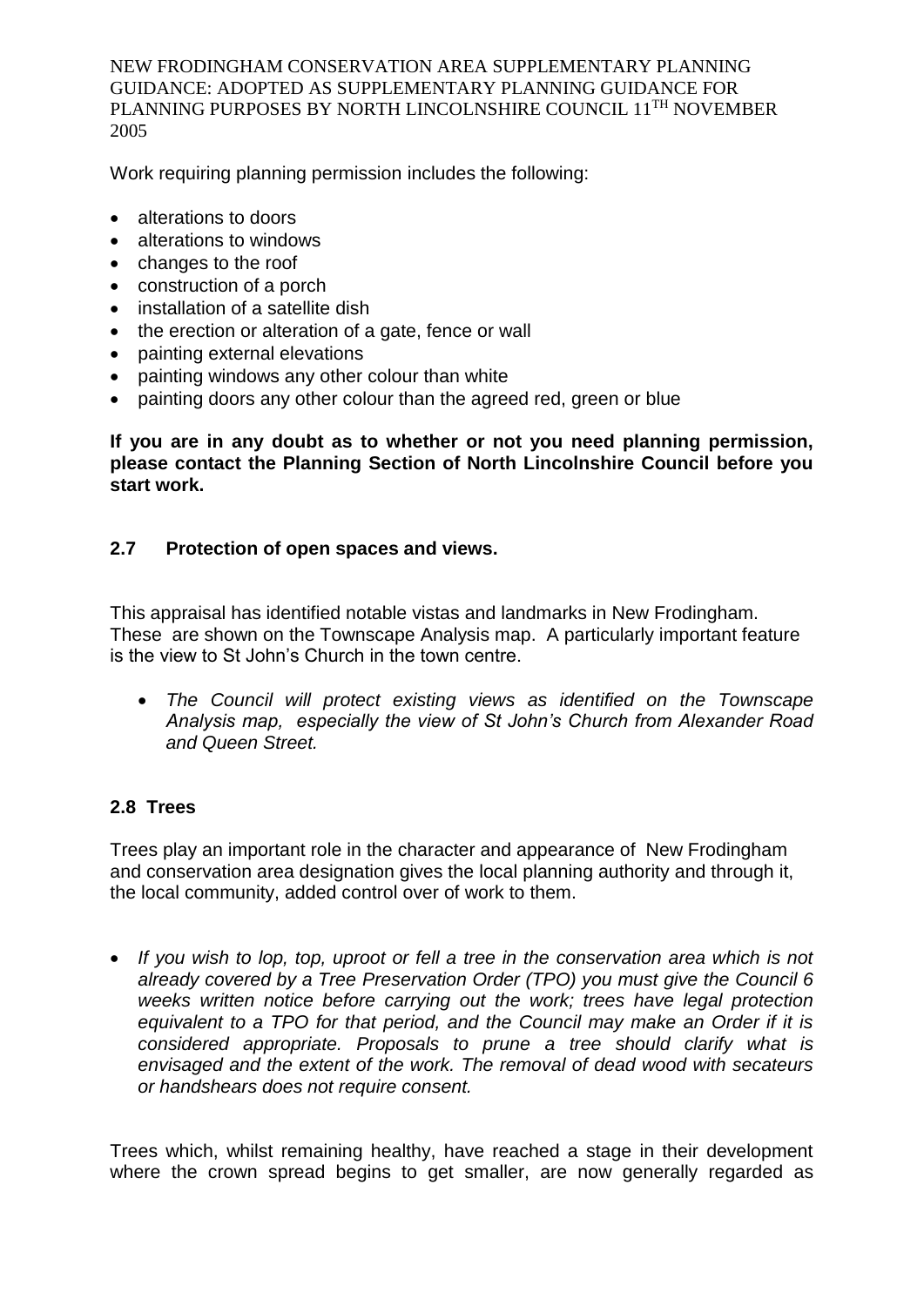Work requiring planning permission includes the following:

- alterations to doors
- alterations to windows
- changes to the roof
- construction of a porch
- installation of a satellite dish
- the erection or alteration of a gate, fence or wall
- painting external elevations
- painting windows any other colour than white
- painting doors any other colour than the agreed red, green or blue

**If you are in any doubt as to whether or not you need planning permission, please contact the Planning Section of North Lincolnshire Council before you start work.**

## 2.7 Protection of open spaces and views.

This appraisal has identified notable vistas and landmarks in New Frodingham. These are shown on the Townscape Analysis map. A particularly important feature is the view to St John's Church in the town centre.

- *The Council will protect existing views as identified on the Townscape Analysis map, especially the view of St John's Church from Alexander Road and Queen Street.*

## 2.8 Trees

Trees play an important role in the character and appearance of New Frodingham and conservation area designation gives the local planning authority and through it, the local community, added control over of work to them.

- *If you wish to lop, top, uproot or fell a tree in the conservation area which is not already covered by a Tree Preservation Order (TPO) you must give the Council 6 weeks written notice before carrying out the work; trees have legal protection equivalent to a TPO for that period, and the Council may make an Order if it is considered appropriate. Proposals to prune a tree should clarify what is envisaged and the extent of the work. The removal of dead wood with secateurs or handshears does not require consent.*

Trees which, whilst remaining healthy, have reached a stage in their development where the crown spread begins to get smaller, are now generally regarded as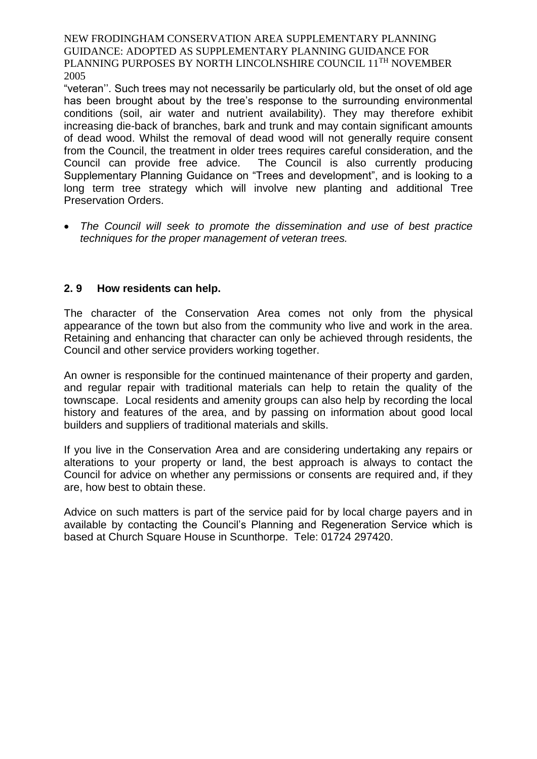"veteran''. Such trees may not necessarily be particularly old, but the onset of old age has been brought about by the tree's response to the surrounding environmental conditions (soil, air water and nutrient availability). They may therefore exhibit increasing die-back of branches, bark and trunk and may contain significant amounts of dead wood. Whilst the removal of dead wood will not generally require consent from the Council, the treatment in older trees requires careful consideration, and the Council can provide free advice. The Council is also currently producing Supplementary Planning Guidance on "Trees and development", and is looking to a long term tree strategy which will involve new planting and additional Tree Preservation Orders.

- *The Council will seek to promote the dissemination and use of best practice techniques for the proper management of veteran trees.*

## 2. 9 How residents can help.

The character of the Conservation Area comes not only from the physical appearance of the town but also from the community who live and work in the area. Retaining and enhancing that character can only be achieved through residents, the Council and other service providers working together.

An owner is responsible for the continued maintenance of their property and garden, and regular repair with traditional materials can help to retain the quality of the townscape. Local residents and amenity groups can also help by recording the local history and features of the area, and by passing on information about good local builders and suppliers of traditional materials and skills.

If you live in the Conservation Area and are considering undertaking any repairs or alterations to your property or land, the best approach is always to contact the Council for advice on whether any permissions or consents are required and, if they are, how best to obtain these.

Advice on such matters is part of the service paid for by local charge payers and in available by contacting the Council's Planning and Regeneration Service which is based at Church Square House in Scunthorpe. Tele: 01724 297420.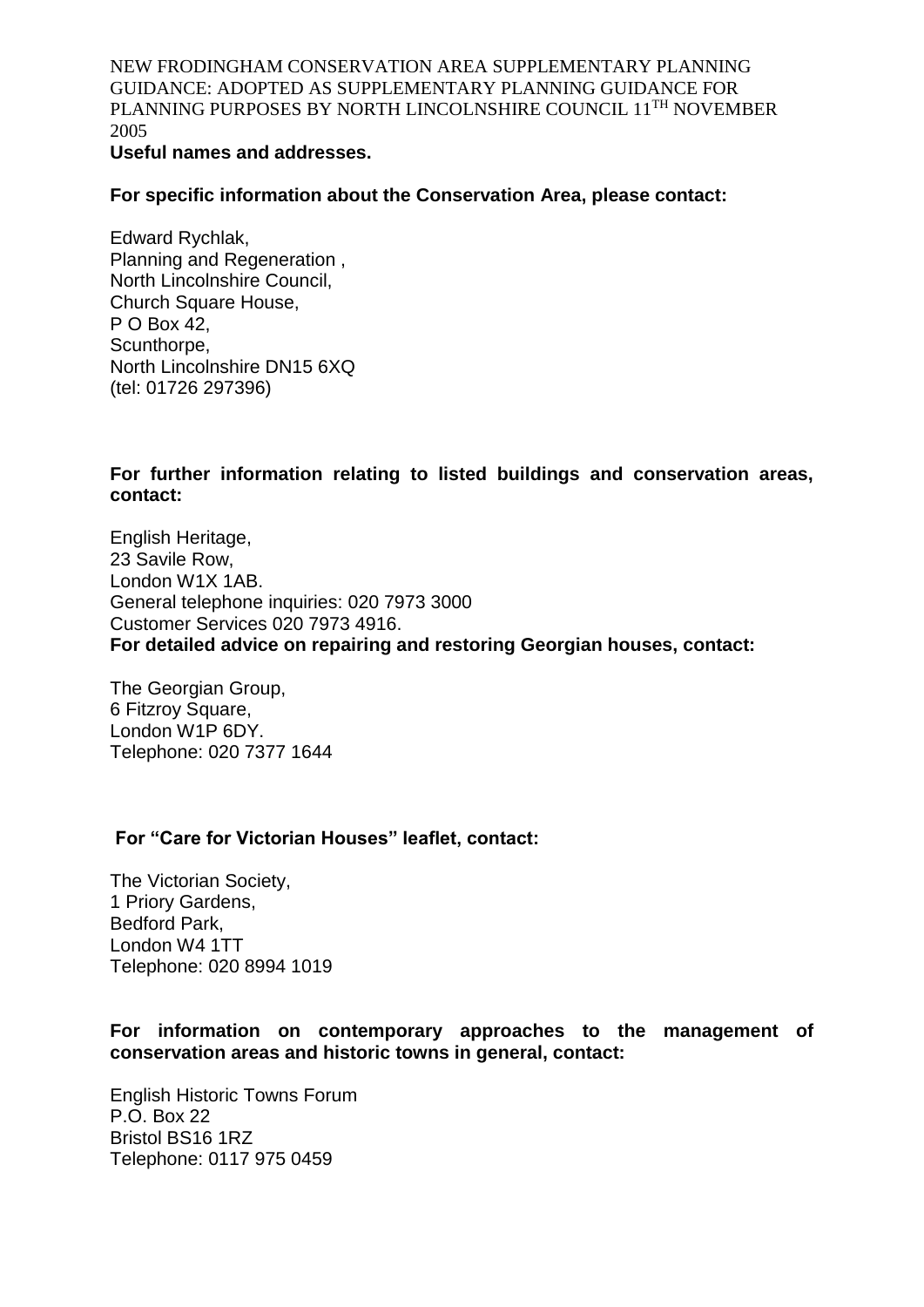NEW FRODINGHAM CONSERVATION AREA SUPPLEMENTARY PLANNING GUIDANCE: ADOPTED AS SUPPLEMENTARY PLANNING GUIDANCE FOR PLANNING PURPOSES BY NORTH LINCOLNSHIRE COUNCIL 11TH NOVEMBER 2005

**Useful names and addresses.**

**For specific information about the Conservation Area, please contact:**

Edward Rychlak,
Planning and Regeneration ,
North Lincolnshire Council,
Church Square House,
P O Box 42,
Scunthorpe,
North Lincolnshire DN15 6XQ
(tel: 01726 297396)

**For further information relating to listed buildings and conservation areas, contact:**

English Heritage,
23 Savile Row,
London W1X 1AB.
General telephone inquiries: 020 7973 3000
Customer Services 020 7973 4916.

**For detailed advice on repairing and restoring Georgian houses, contact:**

The Georgian Group,
6 Fitzroy Square,
London W1P 6DY.
Telephone: 020 7377 1644

**For "Care for Victorian Houses" leaflet, contact:**

The Victorian Society,
1 Priory Gardens,
Bedford Park,
London W4 1TT
Telephone: 020 8994 1019

**For information on contemporary approaches to the management of conservation areas and historic towns in general, contact:**

English Historic Towns Forum
P.O. Box 22
Bristol BS16 1RZ
Telephone: 0117 975 0459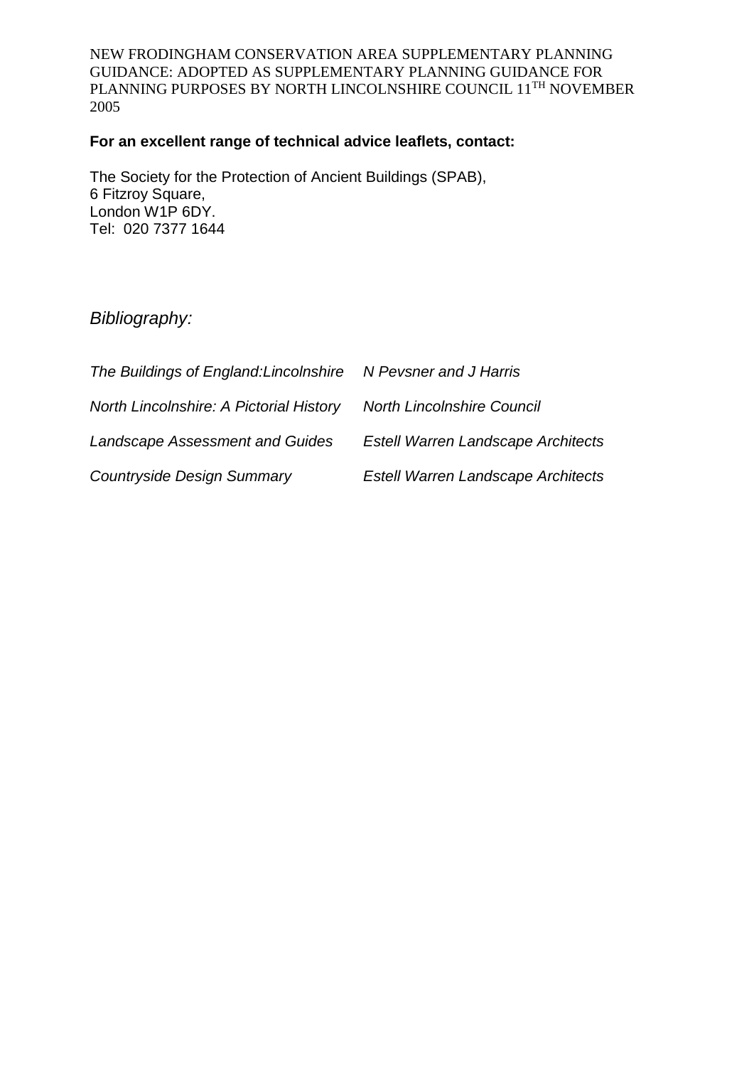NEW FRODINGHAM CONSERVATION AREA SUPPLEMENTARY PLANNING GUIDANCE: ADOPTED AS SUPPLEMENTARY PLANNING GUIDANCE FOR PLANNING PURPOSES BY NORTH LINCOLNSHIRE COUNCIL 11TH NOVEMBER 2005

**For an excellent range of technical advice leaflets, contact:**

The Society for the Protection of Ancient Buildings (SPAB),
6 Fitzroy Square,
London W1P 6DY.
Tel: 020 7377 1644

*Bibliography:*

| | |
|---|---|
| *The Buildings of England:Lincolnshire* | *N Pevsner and J Harris* |
| *North Lincolnshire: A Pictorial History* | *North Lincolnshire Council* |
| *Landscape Assessment and Guides* | *Estell Warren Landscape Architects* |
| *Countryside Design Summary* | *Estell Warren Landscape Architects* |